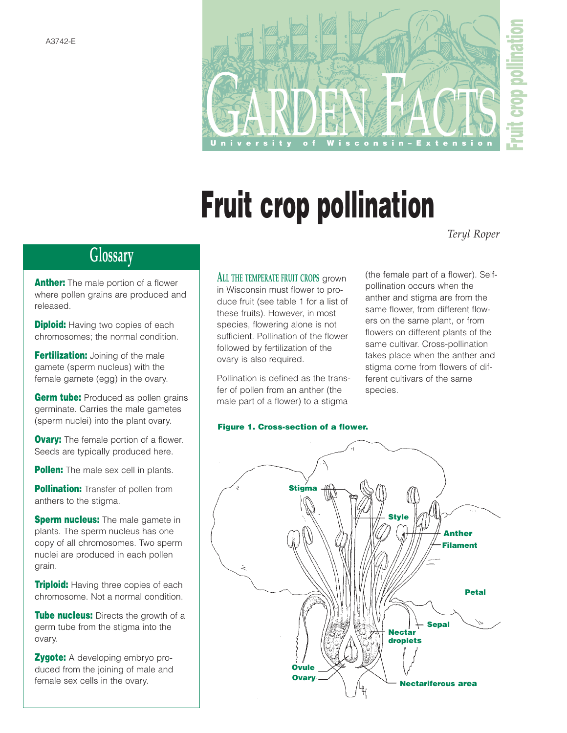A3742-E

GARDEN FACTS

University of Wisconsin–Extension

# Fruit crop pollination

*Teryl Roper*

## Glossary

**Anther:** The male portion of a flower where pollen grains are produced and released.

**Diploid:** Having two copies of each chromosomes; the normal condition.

**Fertilization:** Joining of the male gamete (sperm nucleus) with the female gamete (egg) in the ovary.

**Germ tube:** Produced as pollen grains germinate. Carries the male gametes (sperm nuclei) into the plant ovary.

**Ovary:** The female portion of a flower. Seeds are typically produced here.

**Pollen:** The male sex cell in plants.

**Pollination:** Transfer of pollen from anthers to the stigma.

**Sperm nucleus:** The male gamete in plants. The sperm nucleus has one copy of all chromosomes. Two sperm nuclei are produced in each pollen grain.

**Triploid:** Having three copies of each chromosome. Not a normal condition.

**Tube nucleus:** Directs the growth of a germ tube from the stigma into the ovary.

**Zygote:** A developing embryo produced from the joining of male and female sex cells in the ovary.

ALL THE TEMPERATE FRUIT CROPS grown in Wisconsin must flower to produce fruit (see table 1 for a list of these fruits). However, in most species, flowering alone is not sufficient. Pollination of the flower followed by fertilization of the ovary is also required.

Pollination is defined as the transfer of pollen from an anther (the male part of a flower) to a stigma (the female part of a flower). Self-pollination occurs when the anther and stigma are from the same flower, from different flowers on the same plant, or from flowers on different plants of the same cultivar. Cross-pollination takes place when the anther and stigma come from flowers of different cultivars of the same species.

**Figure 1. Cross-section of a flower.**

Stigma, Style, Anther, Filament, Petal, Sepal, Nectar droplets, Ovule, Ovary, Nectariferous area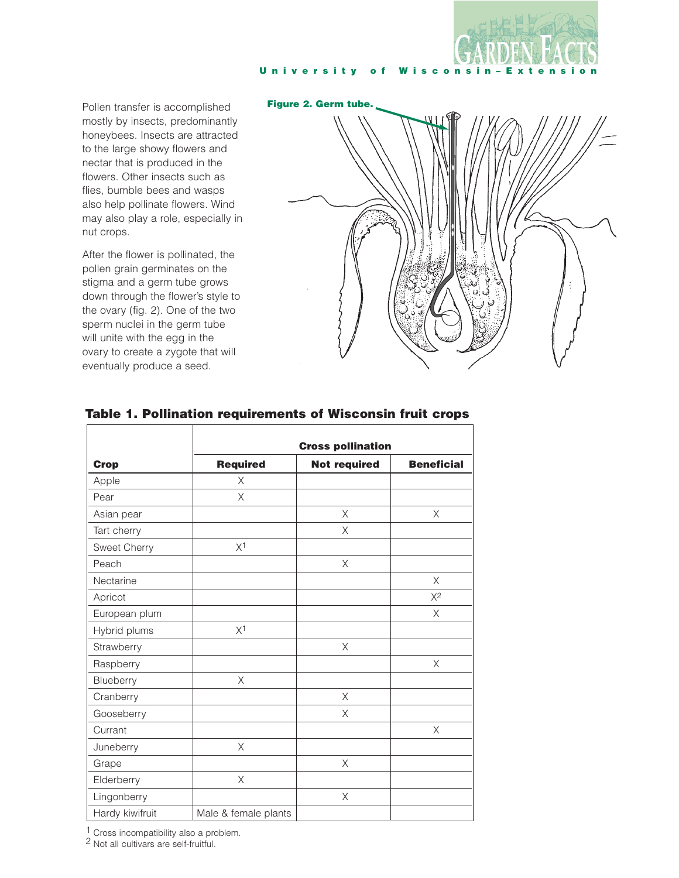Pollen transfer is accomplished mostly by insects, predominantly honeybees. Insects are attracted to the large showy flowers and nectar that is produced in the flowers. Other insects such as flies, bumble bees and wasps also help pollinate flowers. Wind may also play a role, especially in nut crops.

After the flower is pollinated, the pollen grain germinates on the stigma and a germ tube grows down through the flower's style to the ovary (fig. 2). One of the two sperm nuclei in the germ tube will unite with the egg in the ovary to create a zygote that will eventually produce a seed.

**Figure 2. Germ tube.**

**Table 1. Pollination requirements of Wisconsin fruit crops**

| | Cross pollination | | |
|---|---|---|---|
| **Crop** | **Required** | **Not required** | **Beneficial** |
| Apple | X | | |
| Pear | X | | |
| Asian pear | | X | X |
| Tart cherry | | X | |
| Sweet Cherry | X[1] | | |
| Peach | | X | |
| Nectarine | | | X |
| Apricot | | | X[2] |
| European plum | | | X |
| Hybrid plums | X[1] | | |
| Strawberry | | X | |
| Raspberry | | | X |
| Blueberry | X | | |
| Cranberry | | X | |
| Gooseberry | | X | |
| Currant | | | X |
| Juneberry | X | | |
| Grape | | X | |
| Elderberry | X | | |
| Lingonberry | | X | |
| Hardy kiwifruit | Male & female plants | | |

[1] Cross incompatibility also a problem.
[2] Not all cultivars are self-fruitful.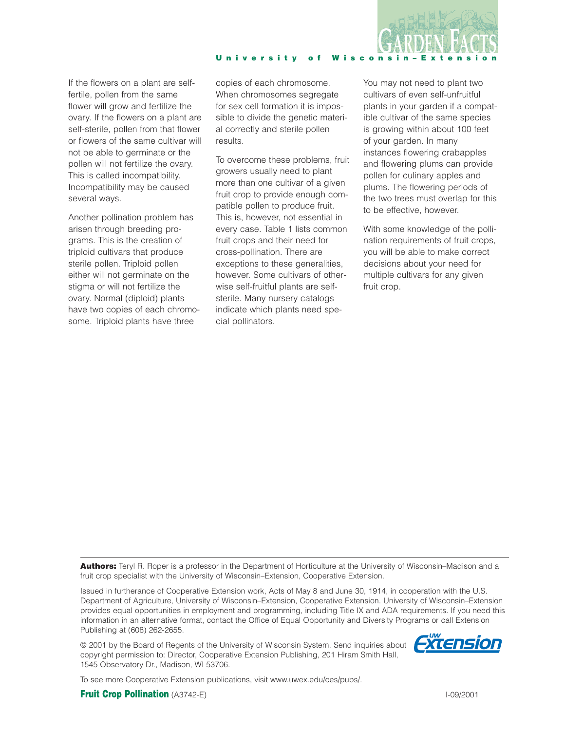If the flowers on a plant are self-fertile, pollen from the same flower will grow and fertilize the ovary. If the flowers on a plant are self-sterile, pollen from that flower or flowers of the same cultivar will not be able to germinate or the pollen will not fertilize the ovary. This is called incompatibility. Incompatibility may be caused several ways.

Another pollination problem has arisen through breeding programs. This is the creation of triploid cultivars that produce sterile pollen. Triploid pollen either will not germinate on the stigma or will not fertilize the ovary. Normal (diploid) plants have two copies of each chromosome. Triploid plants have three copies of each chromosome. When chromosomes segregate for sex cell formation it is impossible to divide the genetic material correctly and sterile pollen results.

To overcome these problems, fruit growers usually need to plant more than one cultivar of a given fruit crop to provide enough compatible pollen to produce fruit. This is, however, not essential in every case. Table 1 lists common fruit crops and their need for cross-pollination. There are exceptions to these generalities, however. Some cultivars of otherwise self-fruitful plants are self-sterile. Many nursery catalogs indicate which plants need special pollinators.

You may not need to plant two cultivars of even self-unfruitful plants in your garden if a compatible cultivar of the same species is growing within about 100 feet of your garden. In many instances flowering crabapples and flowering plums can provide pollen for culinary apples and plums. The flowering periods of the two trees must overlap for this to be effective, however.

With some knowledge of the pollination requirements of fruit crops, you will be able to make correct decisions about your need for multiple cultivars for any given fruit crop.

---

**Authors:** Teryl R. Roper is a professor in the Department of Horticulture at the University of Wisconsin–Madison and a fruit crop specialist with the University of Wisconsin–Extension, Cooperative Extension.

Issued in furtherance of Cooperative Extension work, Acts of May 8 and June 30, 1914, in cooperation with the U.S. Department of Agriculture, University of Wisconsin–Extension, Cooperative Extension. University of Wisconsin–Extension provides equal opportunities in employment and programming, including Title IX and ADA requirements. If you need this information in an alternative format, contact the Office of Equal Opportunity and Diversity Programs or call Extension Publishing at (608) 262-2655.

© 2001 by the Board of Regents of the University of Wisconsin System. Send inquiries about copyright permission to: Director, Cooperative Extension Publishing, 201 Hiram Smith Hall, 1545 Observatory Dr., Madison, WI 53706.

To see more Cooperative Extension publications, visit www.uwex.edu/ces/pubs/.

**Fruit Crop Pollination** (A3742-E) I-09/2001